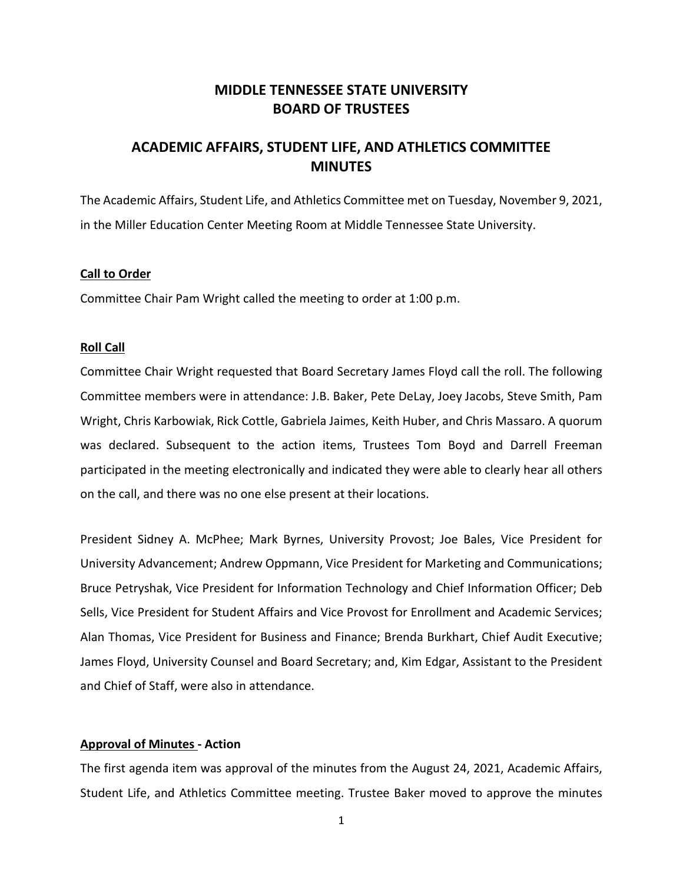# MIDDLE TENNESSEE STATE UNIVERSITY
# BOARD OF TRUSTEES

## ACADEMIC AFFAIRS, STUDENT LIFE, AND ATHLETICS COMMITTEE MINUTES

The Academic Affairs, Student Life, and Athletics Committee met on Tuesday, November 9, 2021, in the Miller Education Center Meeting Room at Middle Tennessee State University.

**Call to Order**

Committee Chair Pam Wright called the meeting to order at 1:00 p.m.

**Roll Call**

Committee Chair Wright requested that Board Secretary James Floyd call the roll. The following Committee members were in attendance: J.B. Baker, Pete DeLay, Joey Jacobs, Steve Smith, Pam Wright, Chris Karbowiak, Rick Cottle, Gabriela Jaimes, Keith Huber, and Chris Massaro. A quorum was declared. Subsequent to the action items, Trustees Tom Boyd and Darrell Freeman participated in the meeting electronically and indicated they were able to clearly hear all others on the call, and there was no one else present at their locations.

President Sidney A. McPhee; Mark Byrnes, University Provost; Joe Bales, Vice President for University Advancement; Andrew Oppmann, Vice President for Marketing and Communications; Bruce Petryshak, Vice President for Information Technology and Chief Information Officer; Deb Sells, Vice President for Student Affairs and Vice Provost for Enrollment and Academic Services; Alan Thomas, Vice President for Business and Finance; Brenda Burkhart, Chief Audit Executive; James Floyd, University Counsel and Board Secretary; and, Kim Edgar, Assistant to the President and Chief of Staff, were also in attendance.

**Approval of Minutes - Action**

The first agenda item was approval of the minutes from the August 24, 2021, Academic Affairs, Student Life, and Athletics Committee meeting. Trustee Baker moved to approve the minutes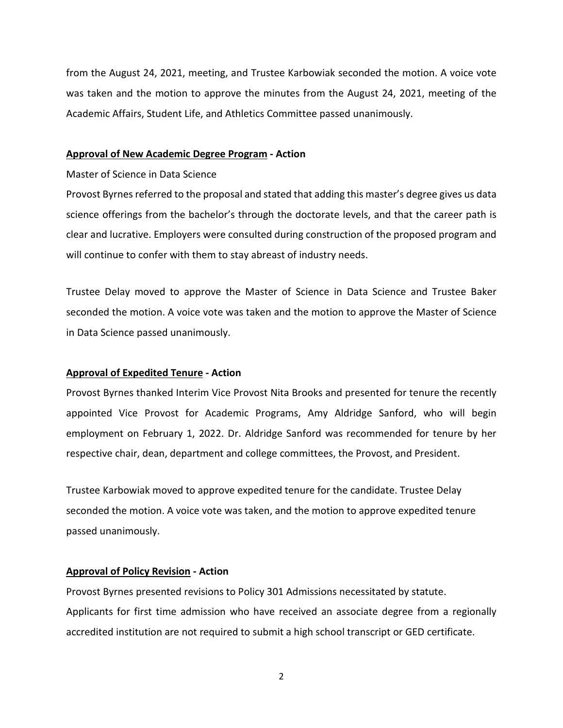from the August 24, 2021, meeting, and Trustee Karbowiak seconded the motion. A voice vote was taken and the motion to approve the minutes from the August 24, 2021, meeting of the Academic Affairs, Student Life, and Athletics Committee passed unanimously.

**Approval of New Academic Degree Program - Action**

Master of Science in Data Science

Provost Byrnes referred to the proposal and stated that adding this master's degree gives us data science offerings from the bachelor's through the doctorate levels, and that the career path is clear and lucrative. Employers were consulted during construction of the proposed program and will continue to confer with them to stay abreast of industry needs.

Trustee Delay moved to approve the Master of Science in Data Science and Trustee Baker seconded the motion. A voice vote was taken and the motion to approve the Master of Science in Data Science passed unanimously.

**Approval of Expedited Tenure - Action**

Provost Byrnes thanked Interim Vice Provost Nita Brooks and presented for tenure the recently appointed Vice Provost for Academic Programs, Amy Aldridge Sanford, who will begin employment on February 1, 2022. Dr. Aldridge Sanford was recommended for tenure by her respective chair, dean, department and college committees, the Provost, and President.

Trustee Karbowiak moved to approve expedited tenure for the candidate. Trustee Delay seconded the motion. A voice vote was taken, and the motion to approve expedited tenure passed unanimously.

**Approval of Policy Revision - Action**

Provost Byrnes presented revisions to Policy 301 Admissions necessitated by statute.

Applicants for first time admission who have received an associate degree from a regionally accredited institution are not required to submit a high school transcript or GED certificate.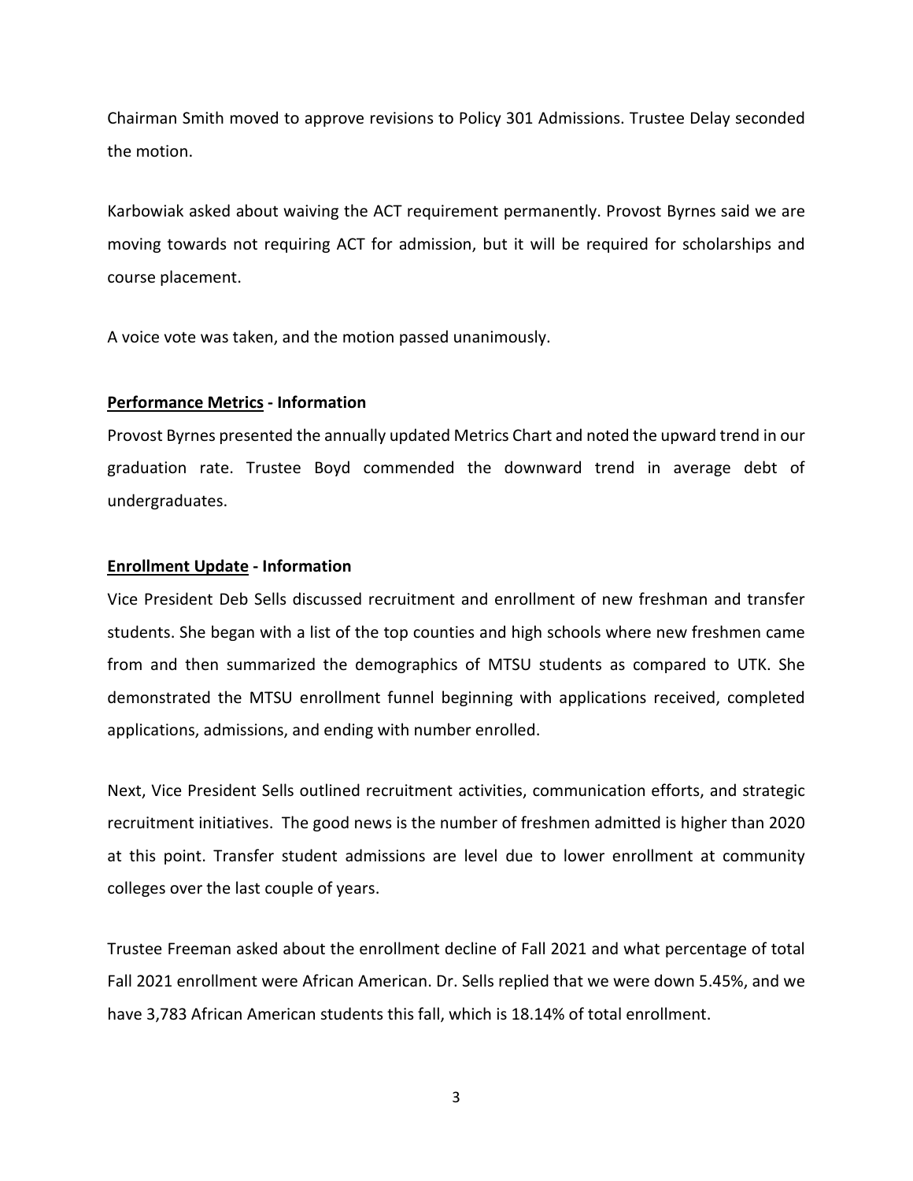Chairman Smith moved to approve revisions to Policy 301 Admissions. Trustee Delay seconded the motion.

Karbowiak asked about waiving the ACT requirement permanently. Provost Byrnes said we are moving towards not requiring ACT for admission, but it will be required for scholarships and course placement.

A voice vote was taken, and the motion passed unanimously.

**Performance Metrics - Information**

Provost Byrnes presented the annually updated Metrics Chart and noted the upward trend in our graduation rate. Trustee Boyd commended the downward trend in average debt of undergraduates.

**Enrollment Update - Information**

Vice President Deb Sells discussed recruitment and enrollment of new freshman and transfer students. She began with a list of the top counties and high schools where new freshmen came from and then summarized the demographics of MTSU students as compared to UTK. She demonstrated the MTSU enrollment funnel beginning with applications received, completed applications, admissions, and ending with number enrolled.

Next, Vice President Sells outlined recruitment activities, communication efforts, and strategic recruitment initiatives. The good news is the number of freshmen admitted is higher than 2020 at this point. Transfer student admissions are level due to lower enrollment at community colleges over the last couple of years.

Trustee Freeman asked about the enrollment decline of Fall 2021 and what percentage of total Fall 2021 enrollment were African American. Dr. Sells replied that we were down 5.45%, and we have 3,783 African American students this fall, which is 18.14% of total enrollment.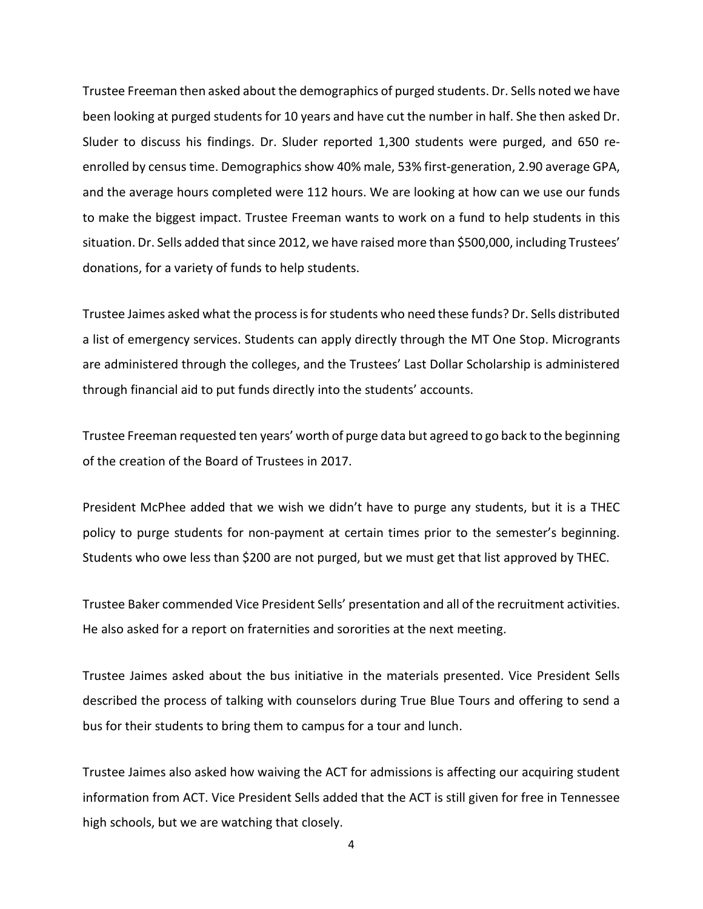Trustee Freeman then asked about the demographics of purged students. Dr. Sells noted we have been looking at purged students for 10 years and have cut the number in half. She then asked Dr. Sluder to discuss his findings. Dr. Sluder reported 1,300 students were purged, and 650 re-enrolled by census time. Demographics show 40% male, 53% first-generation, 2.90 average GPA, and the average hours completed were 112 hours. We are looking at how can we use our funds to make the biggest impact. Trustee Freeman wants to work on a fund to help students in this situation. Dr. Sells added that since 2012, we have raised more than $500,000, including Trustees' donations, for a variety of funds to help students.

Trustee Jaimes asked what the process is for students who need these funds? Dr. Sells distributed a list of emergency services. Students can apply directly through the MT One Stop. Microgrants are administered through the colleges, and the Trustees' Last Dollar Scholarship is administered through financial aid to put funds directly into the students' accounts.

Trustee Freeman requested ten years' worth of purge data but agreed to go back to the beginning of the creation of the Board of Trustees in 2017.

President McPhee added that we wish we didn't have to purge any students, but it is a THEC policy to purge students for non-payment at certain times prior to the semester's beginning. Students who owe less than $200 are not purged, but we must get that list approved by THEC.

Trustee Baker commended Vice President Sells' presentation and all of the recruitment activities. He also asked for a report on fraternities and sororities at the next meeting.

Trustee Jaimes asked about the bus initiative in the materials presented. Vice President Sells described the process of talking with counselors during True Blue Tours and offering to send a bus for their students to bring them to campus for a tour and lunch.

Trustee Jaimes also asked how waiving the ACT for admissions is affecting our acquiring student information from ACT. Vice President Sells added that the ACT is still given for free in Tennessee high schools, but we are watching that closely.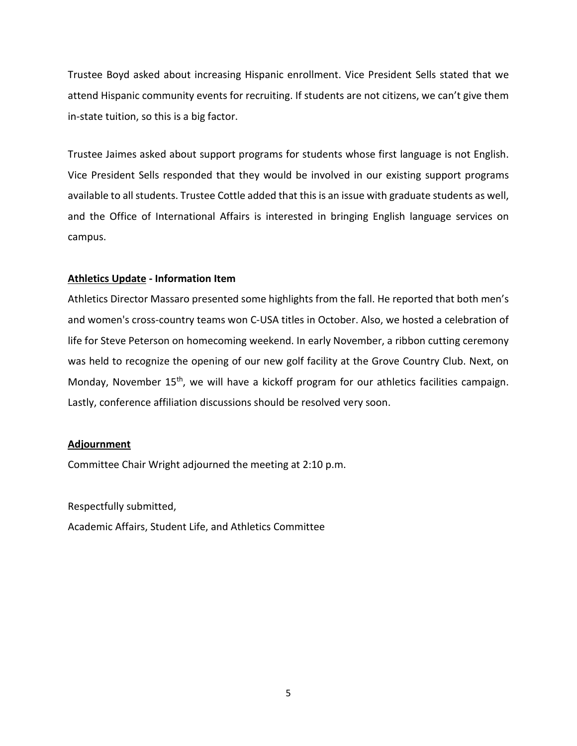Trustee Boyd asked about increasing Hispanic enrollment. Vice President Sells stated that we attend Hispanic community events for recruiting. If students are not citizens, we can't give them in-state tuition, so this is a big factor.

Trustee Jaimes asked about support programs for students whose first language is not English. Vice President Sells responded that they would be involved in our existing support programs available to all students. Trustee Cottle added that this is an issue with graduate students as well, and the Office of International Affairs is interested in bringing English language services on campus.

**Athletics Update - Information Item**

Athletics Director Massaro presented some highlights from the fall. He reported that both men's and women's cross-country teams won C-USA titles in October. Also, we hosted a celebration of life for Steve Peterson on homecoming weekend. In early November, a ribbon cutting ceremony was held to recognize the opening of our new golf facility at the Grove Country Club. Next, on Monday, November 15th, we will have a kickoff program for our athletics facilities campaign. Lastly, conference affiliation discussions should be resolved very soon.

**Adjournment**

Committee Chair Wright adjourned the meeting at 2:10 p.m.

Respectfully submitted,

Academic Affairs, Student Life, and Athletics Committee